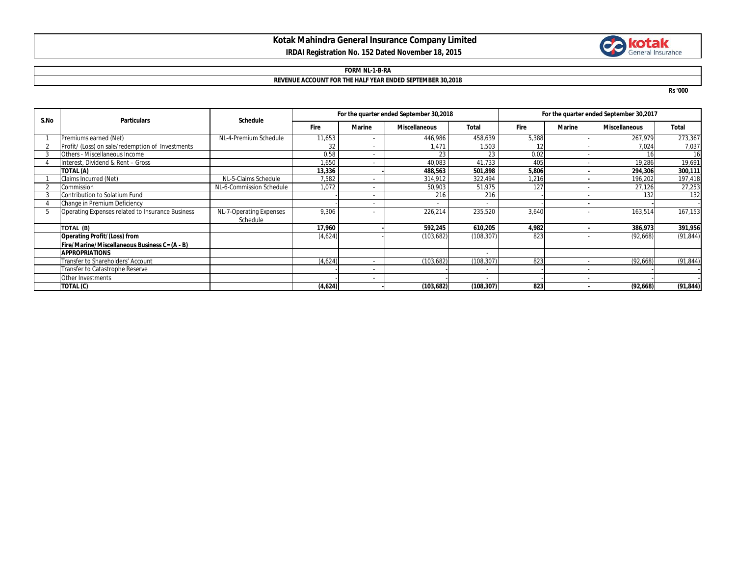# Kotak Mahindra General Insurance Company Limited

**IRDAI Registration No. 152 Dated November 18, 2015**

**FORM NL-1-B-RA**

**REVENUE ACCOUNT FOR THE HALF YEAR ENDED SEPTEMBER 30,2018**

Rs '000

| S.No | Particulars | Schedule | For the quarter ended September 30,2018 | | | | For the quarter ended September 30,2017 | | | |
|---|---|---|---|---|---|---|---|---|---|---|
| | | | Fire | Marine | Miscellaneous | Total | Fire | Marine | Miscellaneous | Total |
| 1 | Premiums earned (Net) | NL-4-Premium Schedule | 11,653 | - | 446,986 | 458,639 | 5,388 | - | 267,979 | 273,367 |
| 2 | Profit/ (Loss) on sale/redemption of Investments | | 32 | - | 1,471 | 1,503 | 12 | - | 7,024 | 7,037 |
| 3 | Others - Miscellaneous Income | | 0.58 | - | 23 | 23 | 0.02 | - | 16 | 16 |
| 4 | Interest, Dividend & Rent – Gross | | 1,650 | - | 40,083 | 41,733 | 405 | - | 19,286 | 19,691 |
| | **TOTAL (A)** | | **13,336** | **-** | **488,563** | **501,898** | **5,806** | **-** | **294,306** | **300,111** |
| 1 | Claims Incurred (Net) | NL-5-Claims Schedule | 7,582 | - | 314,912 | 322,494 | 1,216 | - | 196,202 | 197,418 |
| 2 | Commission | NL-6-Commission Schedule | 1,072 | - | 50,903 | 51,975 | 127 | - | 27,126 | 27,253 |
| 3 | Contribution to Solatium Fund | | - | - | 216 | 216 | - | - | 132 | 132 |
| 4 | Change in Premium Deficiency | | - | - | - | - | - | - | - | - |
| 5 | Operating Expenses related to Insurance Business | NL-7-Operating Expenses Schedule | 9,306 | - | 226,214 | 235,520 | 3,640 | - | 163,514 | 167,153 |
| | **TOTAL (B)** | | **17,960** | **-** | **592,245** | **610,205** | **4,982** | **-** | **386,973** | **391,956** |
| | **Operating Profit/(Loss) from Fire/Marine/Miscellaneous Business C= (A - B)** | | (4,624) | - | (103,682) | (108,307) | 823 | - | (92,668) | (91,844) |
| | **APPROPRIATIONS** | | | | | - | | | | |
| | Transfer to Shareholders' Account | | (4,624) | - | (103,682) | (108,307) | 823 | - | (92,668) | (91,844) |
| | Transfer to Catastrophe Reserve | | - | - | - | - | - | - | - | - |
| | Other Investments | | - | - | - | - | - | - | - | - |
| | **TOTAL (C)** | | **(4,624)** | **-** | **(103,682)** | **(108,307)** | **823** | **-** | **(92,668)** | **(91,844)** |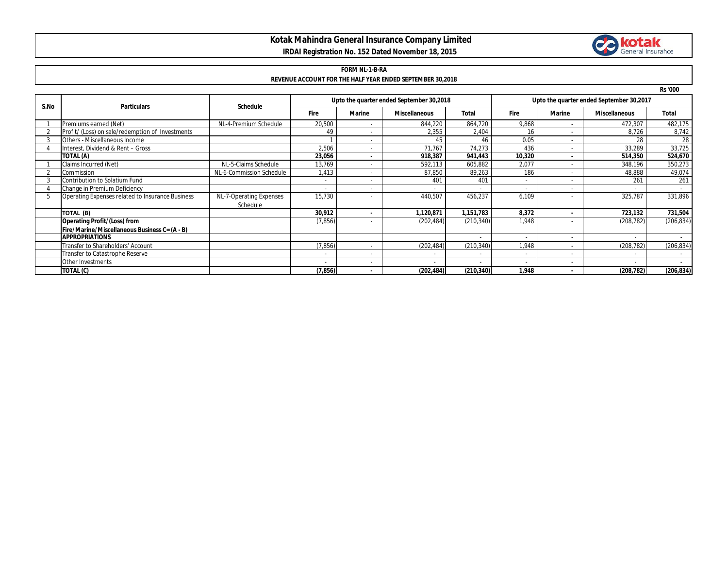# Kotak Mahindra General Insurance Company Limited

**IRDAI Registration No. 152 Dated November 18, 2015**

**FORM NL-1-B-RA**

**REVENUE ACCOUNT FOR THE HALF YEAR ENDED SEPTEMBER 30,2018**

Rs '000

| S.No | Particulars | Schedule | Upto the quarter ended September 30,2018 | | | | Upto the quarter ended September 30,2017 | | | |
|---|---|---|---|---|---|---|---|---|---|---|
| | | | Fire | Marine | Miscellaneous | Total | Fire | Marine | Miscellaneous | Total |
| 1 | Premiums earned (Net) | NL-4-Premium Schedule | 20,500 | - | 844,220 | 864,720 | 9,868 | - | 472,307 | 482,175 |
| 2 | Profit/ (Loss) on sale/redemption of Investments | | 49 | - | 2,355 | 2,404 | 16 | - | 8,726 | 8,742 |
| 3 | Others - Miscellaneous Income | | 1 | - | 45 | 46 | 0.05 | - | 28 | 28 |
| 4 | Interest, Dividend & Rent – Gross | | 2,506 | - | 71,767 | 74,273 | 436 | - | 33,289 | 33,725 |
| | **TOTAL (A)** | | **23,056** | **-** | **918,387** | **941,443** | **10,320** | **-** | **514,350** | **524,670** |
| 1 | Claims Incurred (Net) | NL-5-Claims Schedule | 13,769 | - | 592,113 | 605,882 | 2,077 | - | 348,196 | 350,273 |
| 2 | Commission | NL-6-Commission Schedule | 1,413 | - | 87,850 | 89,263 | 186 | - | 48,888 | 49,074 |
| 3 | Contribution to Solatium Fund | | - | - | 401 | 401 | - | - | 261 | 261 |
| 4 | Change in Premium Deficiency | | - | - | - | - | - | - | - | - |
| 5 | Operating Expenses related to Insurance Business | NL-7-Operating Expenses Schedule | 15,730 | - | 440,507 | 456,237 | 6,109 | - | 325,787 | 331,896 |
| | **TOTAL (B)** | | **30,912** | **-** | **1,120,871** | **1,151,783** | **8,372** | **-** | **723,132** | **731,504** |
| | **Operating Profit/(Loss) from Fire/Marine/Miscellaneous Business C= (A - B)** | | (7,856) | - | (202,484) | (210,340) | 1,948 | - | (208,782) | (206,834) |
| | **APPROPRIATIONS** | | | | | - | - | - | - | - |
| | Transfer to Shareholders' Account | | (7,856) | - | (202,484) | (210,340) | 1,948 | - | (208,782) | (206,834) |
| | Transfer to Catastrophe Reserve | | - | - | - | - | - | - | - | - |
| | Other Investments | | - | - | - | - | - | - | - | - |
| | **TOTAL (C)** | | **(7,856)** | **-** | **(202,484)** | **(210,340)** | **1,948** | **-** | **(208,782)** | **(206,834)** |